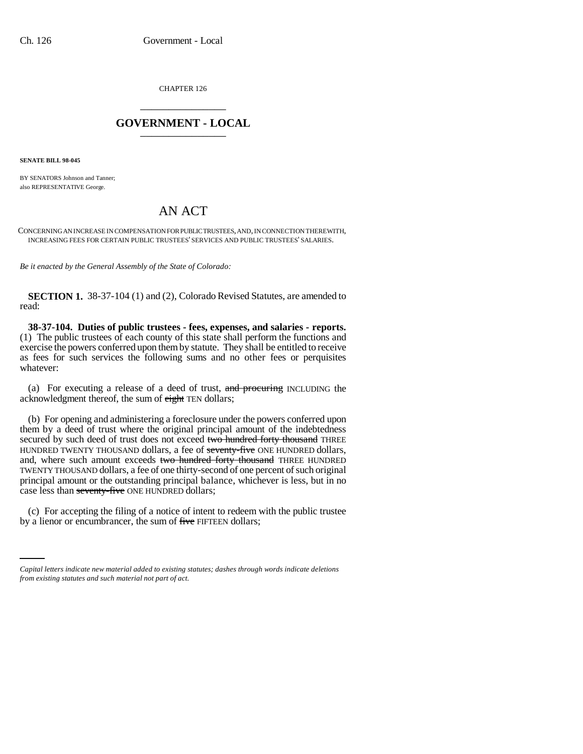CHAPTER 126

## GOVERNMENT - LOCAL

**SENATE BILL 98-045**

BY SENATORS Johnson and Tanner;
also REPRESENTATIVE George.

# AN ACT

CONCERNING AN INCREASE IN COMPENSATION FOR PUBLIC TRUSTEES, AND, IN CONNECTION THEREWITH, INCREASING FEES FOR CERTAIN PUBLIC TRUSTEES' SERVICES AND PUBLIC TRUSTEES' SALARIES.

*Be it enacted by the General Assembly of the State of Colorado:*

**SECTION 1.** 38-37-104 (1) and (2), Colorado Revised Statutes, are amended to read:

**38-37-104. Duties of public trustees - fees, expenses, and salaries - reports.** (1) The public trustees of each county of this state shall perform the functions and exercise the powers conferred upon them by statute. They shall be entitled to receive as fees for such services the following sums and no other fees or perquisites whatever:

(a) For executing a release of a deed of trust, ~~and procuring~~ INCLUDING the acknowledgment thereof, the sum of ~~eight~~ TEN dollars;

(b) For opening and administering a foreclosure under the powers conferred upon them by a deed of trust where the original principal amount of the indebtedness secured by such deed of trust does not exceed ~~two hundred forty thousand~~ THREE HUNDRED TWENTY THOUSAND dollars, a fee of ~~seventy-five~~ ONE HUNDRED dollars, and, where such amount exceeds ~~two hundred forty thousand~~ THREE HUNDRED TWENTY THOUSAND dollars, a fee of one thirty-second of one percent of such original principal amount or the outstanding principal balance, whichever is less, but in no case less than ~~seventy-five~~ ONE HUNDRED dollars;

(c) For accepting the filing of a notice of intent to redeem with the public trustee by a lienor or encumbrancer, the sum of ~~five~~ FIFTEEN dollars;

*Capital letters indicate new material added to existing statutes; dashes through words indicate deletions from existing statutes and such material not part of act.*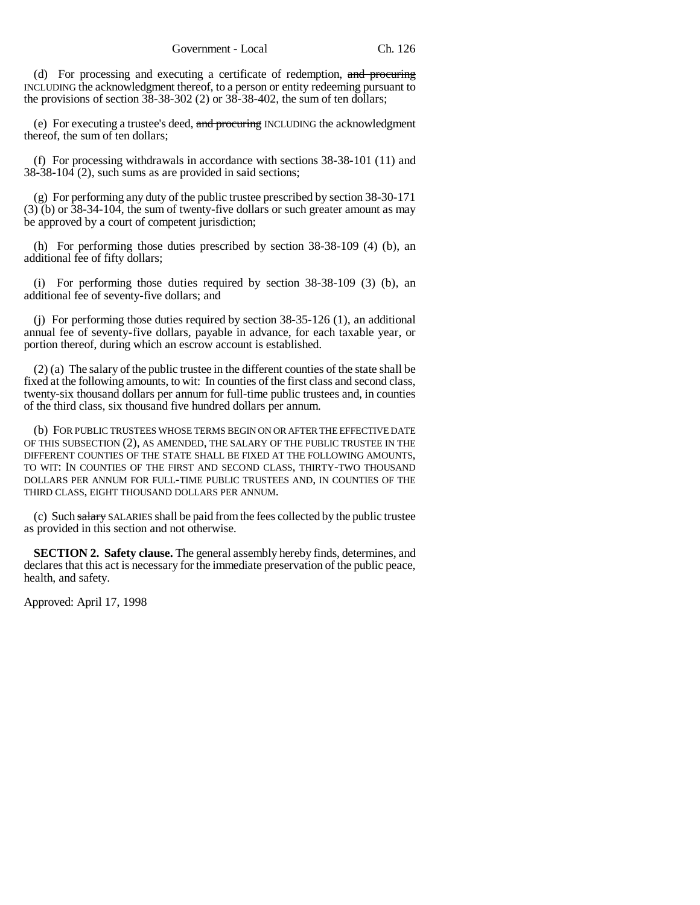(d) For processing and executing a certificate of redemption, ~~and procuring~~ INCLUDING the acknowledgment thereof, to a person or entity redeeming pursuant to the provisions of section 38-38-302 (2) or 38-38-402, the sum of ten dollars;

(e) For executing a trustee's deed, ~~and procuring~~ INCLUDING the acknowledgment thereof, the sum of ten dollars;

(f) For processing withdrawals in accordance with sections 38-38-101 (11) and 38-38-104 (2), such sums as are provided in said sections;

(g) For performing any duty of the public trustee prescribed by section 38-30-171 (3) (b) or 38-34-104, the sum of twenty-five dollars or such greater amount as may be approved by a court of competent jurisdiction;

(h) For performing those duties prescribed by section 38-38-109 (4) (b), an additional fee of fifty dollars;

(i) For performing those duties required by section 38-38-109 (3) (b), an additional fee of seventy-five dollars; and

(j) For performing those duties required by section 38-35-126 (1), an additional annual fee of seventy-five dollars, payable in advance, for each taxable year, or portion thereof, during which an escrow account is established.

(2) (a) The salary of the public trustee in the different counties of the state shall be fixed at the following amounts, to wit: In counties of the first class and second class, twenty-six thousand dollars per annum for full-time public trustees and, in counties of the third class, six thousand five hundred dollars per annum.

(b) FOR PUBLIC TRUSTEES WHOSE TERMS BEGIN ON OR AFTER THE EFFECTIVE DATE OF THIS SUBSECTION (2), AS AMENDED, THE SALARY OF THE PUBLIC TRUSTEE IN THE DIFFERENT COUNTIES OF THE STATE SHALL BE FIXED AT THE FOLLOWING AMOUNTS, TO WIT: IN COUNTIES OF THE FIRST AND SECOND CLASS, THIRTY-TWO THOUSAND DOLLARS PER ANNUM FOR FULL-TIME PUBLIC TRUSTEES AND, IN COUNTIES OF THE THIRD CLASS, EIGHT THOUSAND DOLLARS PER ANNUM.

(c) Such ~~salary~~ SALARIES shall be paid from the fees collected by the public trustee as provided in this section and not otherwise.

**SECTION 2. Safety clause.** The general assembly hereby finds, determines, and declares that this act is necessary for the immediate preservation of the public peace, health, and safety.

Approved: April 17, 1998